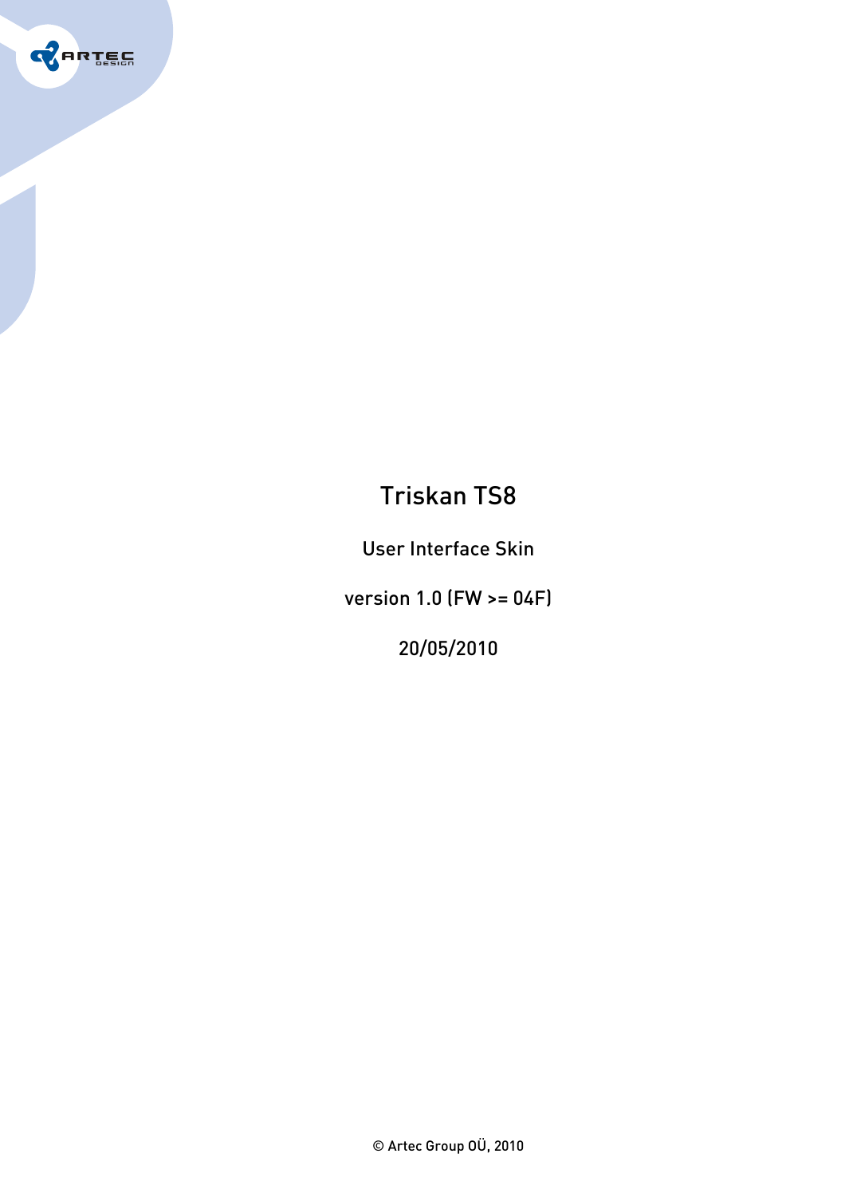# Triskan TS8

User Interface Skin

version 1.0 (FW >= 04F)

20/05/2010

© Artec Group OÜ, 2010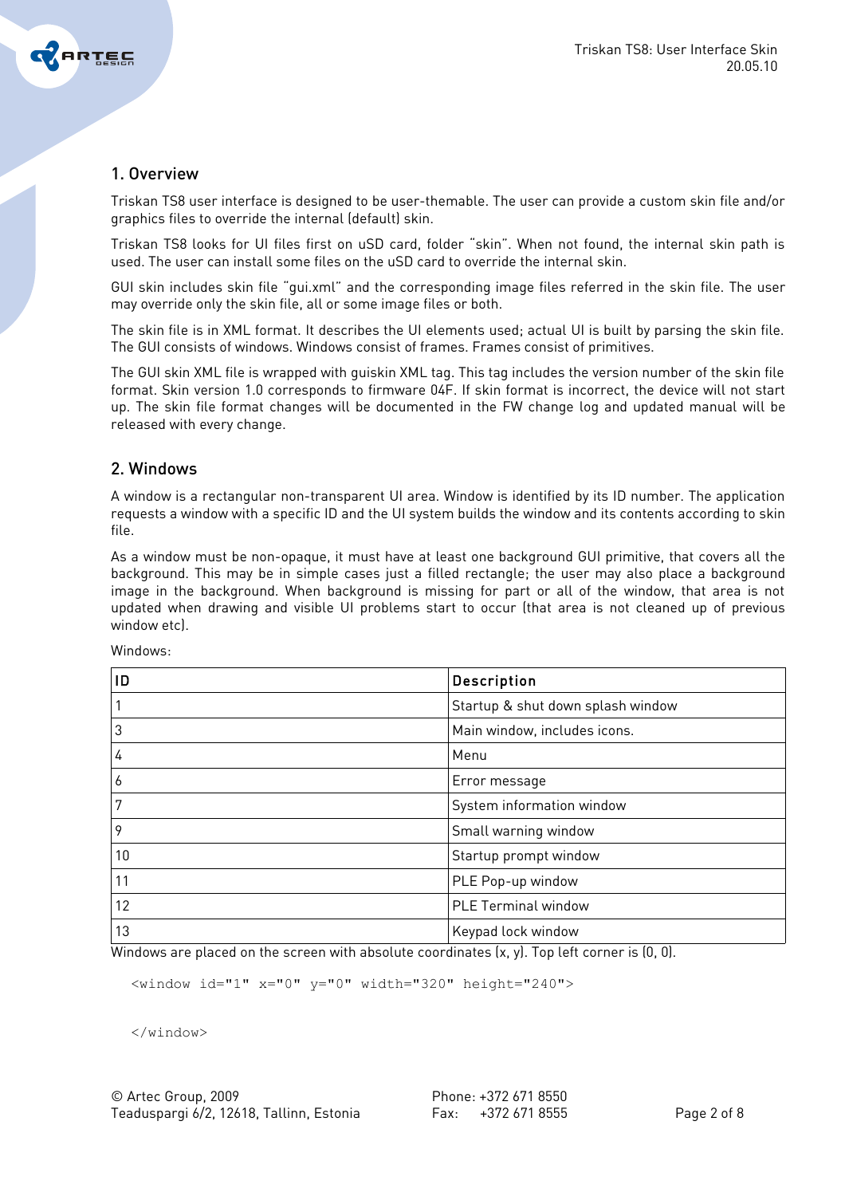## 1. Overview

Triskan TS8 user interface is designed to be user-themable. The user can provide a custom skin file and/or graphics files to override the internal (default) skin.

Triskan TS8 looks for UI files first on uSD card, folder "skin". When not found, the internal skin path is used. The user can install some files on the uSD card to override the internal skin.

GUI skin includes skin file "gui.xml" and the corresponding image files referred in the skin file. The user may override only the skin file, all or some image files or both.

The skin file is in XML format. It describes the UI elements used; actual UI is built by parsing the skin file. The GUI consists of windows. Windows consist of frames. Frames consist of primitives.

The GUI skin XML file is wrapped with guiskin XML tag. This tag includes the version number of the skin file format. Skin version 1.0 corresponds to firmware 04F. If skin format is incorrect, the device will not start up. The skin file format changes will be documented in the FW change log and updated manual will be released with every change.

## 2. Windows

A window is a rectangular non-transparent UI area. Window is identified by its ID number. The application requests a window with a specific ID and the UI system builds the window and its contents according to skin file.

As a window must be non-opaque, it must have at least one background GUI primitive, that covers all the background. This may be in simple cases just a filled rectangle; the user may also place a background image in the background. When background is missing for part or all of the window, that area is not updated when drawing and visible UI problems start to occur (that area is not cleaned up of previous window etc).

Windows:

| ID | Description |
|---|---|
| 1 | Startup & shut down splash window |
| 3 | Main window, includes icons. |
| 4 | Menu |
| 6 | Error message |
| 7 | System information window |
| 9 | Small warning window |
| 10 | Startup prompt window |
| 11 | PLE Pop-up window |
| 12 | PLE Terminal window |
| 13 | Keypad lock window |

Windows are placed on the screen with absolute coordinates (x, y). Top left corner is (0, 0).

```
<window id="1" x="0" y="0" width="320" height="240">

</window>
```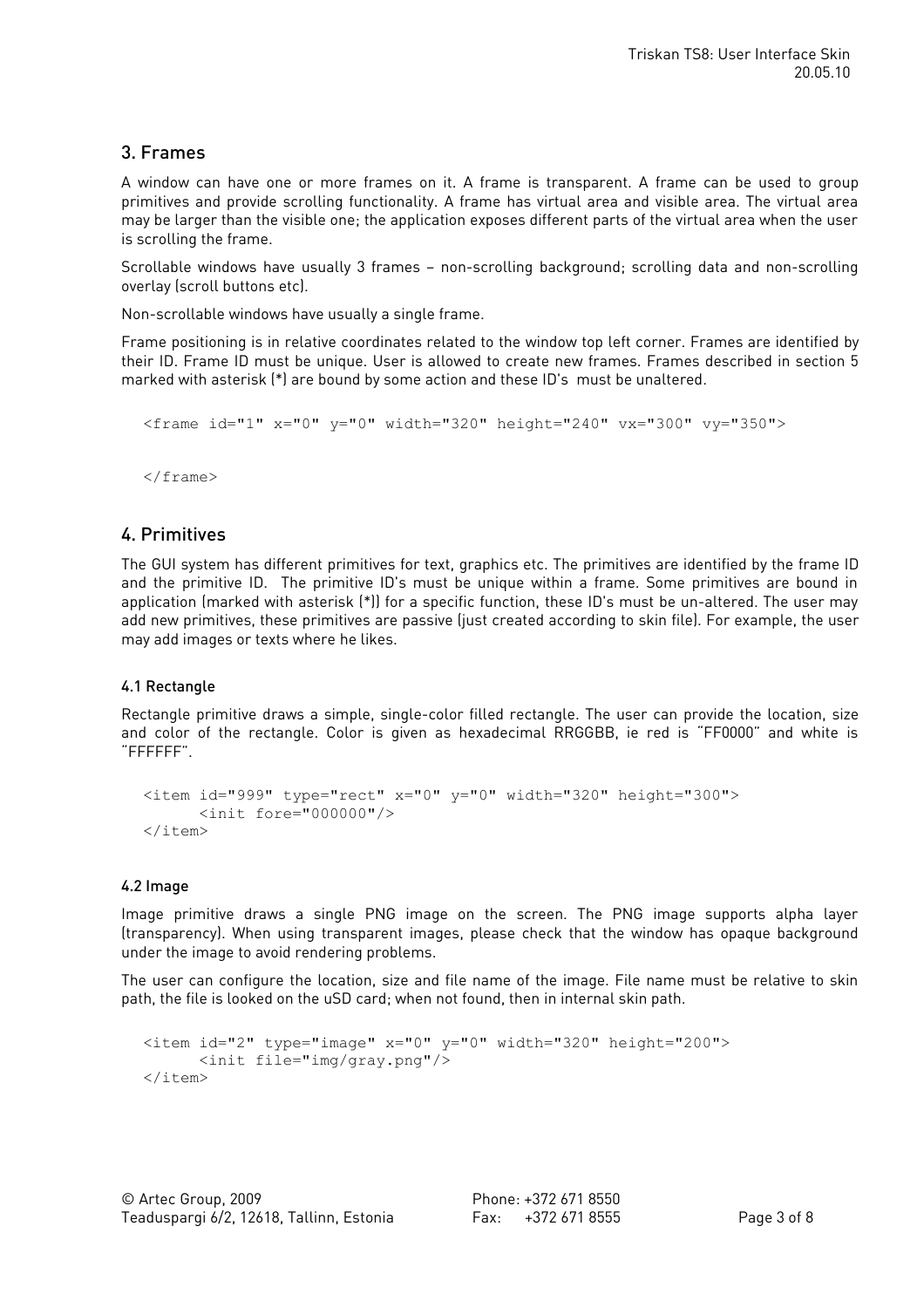## 3. Frames

A window can have one or more frames on it. A frame is transparent. A frame can be used to group primitives and provide scrolling functionality. A frame has virtual area and visible area. The virtual area may be larger than the visible one; the application exposes different parts of the virtual area when the user is scrolling the frame.

Scrollable windows have usually 3 frames – non-scrolling background; scrolling data and non-scrolling overlay (scroll buttons etc).

Non-scrollable windows have usually a single frame.

Frame positioning is in relative coordinates related to the window top left corner. Frames are identified by their ID. Frame ID must be unique. User is allowed to create new frames. Frames described in section 5 marked with asterisk (*) are bound by some action and these ID's must be unaltered.

```
<frame id="1" x="0" y="0" width="320" height="240" vx="300" vy="350">

</frame>
```

## 4. Primitives

The GUI system has different primitives for text, graphics etc. The primitives are identified by the frame ID and the primitive ID. The primitive ID's must be unique within a frame. Some primitives are bound in application (marked with asterisk (*)) for a specific function, these ID's must be un-altered. The user may add new primitives, these primitives are passive (just created according to skin file). For example, the user may add images or texts where he likes.

### 4.1 Rectangle

Rectangle primitive draws a simple, single-color filled rectangle. The user can provide the location, size and color of the rectangle. Color is given as hexadecimal RRGGBB, ie red is "FF0000" and white is "FFFFFF".

```
<item id="999" type="rect" x="0" y="0" width="320" height="300">
      <init fore="000000"/>
</item>
```

### 4.2 Image

Image primitive draws a single PNG image on the screen. The PNG image supports alpha layer (transparency). When using transparent images, please check that the window has opaque background under the image to avoid rendering problems.

The user can configure the location, size and file name of the image. File name must be relative to skin path, the file is looked on the uSD card; when not found, then in internal skin path.

```
<item id="2" type="image" x="0" y="0" width="320" height="200">
      <init file="img/gray.png"/>
</item>
```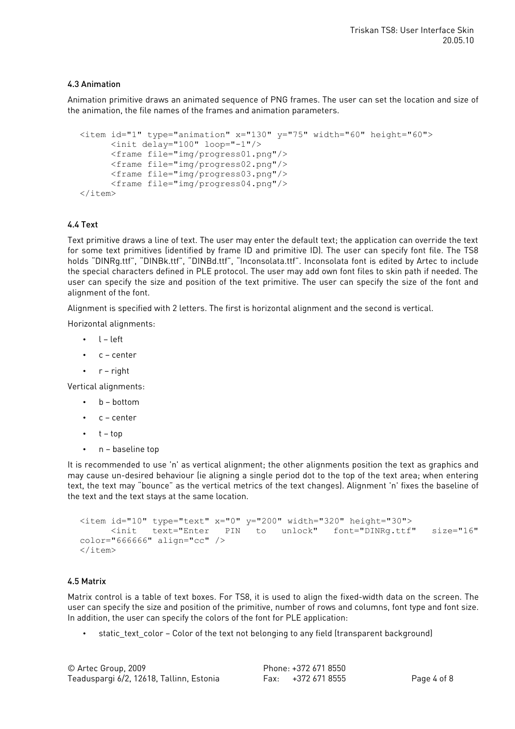### 4.3 Animation

Animation primitive draws an animated sequence of PNG frames. The user can set the location and size of the animation, the file names of the frames and animation parameters.

```
<item id="1" type="animation" x="130" y="75" width="60" height="60">
      <init delay="100" loop="-1"/>
      <frame file="img/progress01.png"/>
      <frame file="img/progress02.png"/>
      <frame file="img/progress03.png"/>
      <frame file="img/progress04.png"/>
</item>
```

### 4.4 Text

Text primitive draws a line of text. The user may enter the default text; the application can override the text for some text primitives (identified by frame ID and primitive ID). The user can specify font file. The TS8 holds "DINRg.ttf", "DINBk.ttf", "DINBd.ttf", "Inconsolata.ttf". Inconsolata font is edited by Artec to include the special characters defined in PLE protocol. The user may add own font files to skin path if needed. The user can specify the size and position of the text primitive. The user can specify the size of the font and alignment of the font.

Alignment is specified with 2 letters. The first is horizontal alignment and the second is vertical.

Horizontal alignments:

- l – left
- c – center
- r – right

Vertical alignments:

- b – bottom
- c – center
- t – top
- n – baseline top

It is recommended to use 'n' as vertical alignment; the other alignments position the text as graphics and may cause un-desired behaviour (ie aligning a single period dot to the top of the text area; when entering text, the text may "bounce" as the vertical metrics of the text changes). Alignment 'n' fixes the baseline of the text and the text stays at the same location.

```
<item id="10" type="text" x="0" y="200" width="320" height="30">
      <init   text="Enter   PIN   to   unlock"   font="DINRg.ttf"   size="16"
color="666666" align="cc" />
</item>
```

### 4.5 Matrix

Matrix control is a table of text boxes. For TS8, it is used to align the fixed-width data on the screen. The user can specify the size and position of the primitive, number of rows and columns, font type and font size. In addition, the user can specify the colors of the font for PLE application:

- static_text_color – Color of the text not belonging to any field (transparent background)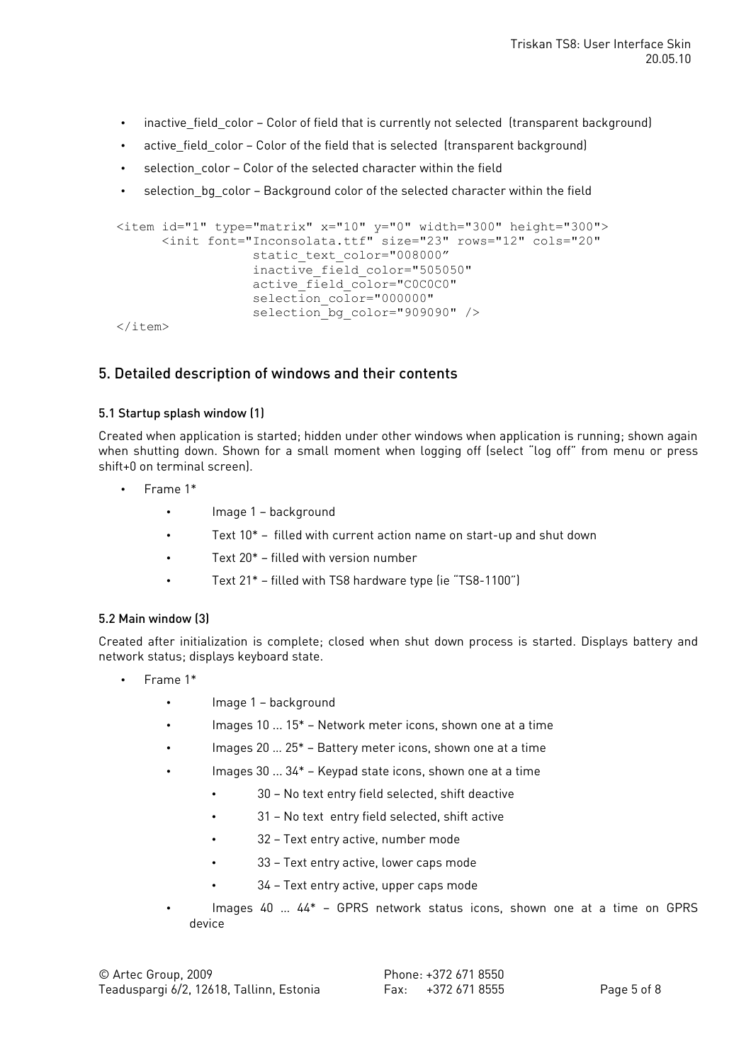- inactive_field_color – Color of field that is currently not selected (transparent background)
- active_field_color – Color of the field that is selected (transparent background)
- selection_color – Color of the selected character within the field
- selection_bg_color – Background color of the selected character within the field

```
<item id="1" type="matrix" x="10" y="0" width="300" height="300">
      <init font="Inconsolata.ttf" size="23" rows="12" cols="20"
                  static_text_color="008000"
                  inactive_field_color="505050"
                  active_field_color="C0C0C0"
                  selection_color="000000"
                  selection_bg_color="909090" />
</item>
```

## 5. Detailed description of windows and their contents

### 5.1 Startup splash window (1)

Created when application is started; hidden under other windows when application is running; shown again when shutting down. Shown for a small moment when logging off (select "log off" from menu or press shift+0 on terminal screen).

- Frame 1*
    - Image 1 – background
    - Text 10* – filled with current action name on start-up and shut down
    - Text 20* – filled with version number
    - Text 21* – filled with TS8 hardware type (ie "TS8-1100")

### 5.2 Main window (3)

Created after initialization is complete; closed when shut down process is started. Displays battery and network status; displays keyboard state.

- Frame 1*
    - Image 1 – background
    - Images 10 ... 15* – Network meter icons, shown one at a time
    - Images 20 ... 25* – Battery meter icons, shown one at a time
    - Images 30 ... 34* – Keypad state icons, shown one at a time
        - 30 – No text entry field selected, shift deactive
        - 31 – No text entry field selected, shift active
        - 32 – Text entry active, number mode
        - 33 – Text entry active, lower caps mode
        - 34 – Text entry active, upper caps mode
    - Images 40 ... 44* – GPRS network status icons, shown one at a time on GPRS device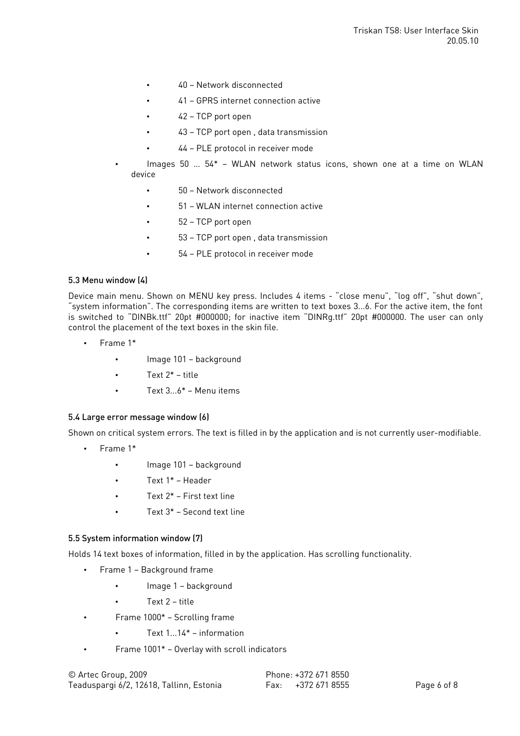- 40 – Network disconnected
    - 41 – GPRS internet connection active
    - 42 – TCP port open
    - 43 – TCP port open , data transmission
    - 44 – PLE protocol in receiver mode
  - Images 50 … 54* – WLAN network status icons, shown one at a time on WLAN device
    - 50 – Network disconnected
    - 51 – WLAN internet connection active
    - 52 – TCP port open
    - 53 – TCP port open , data transmission
    - 54 – PLE protocol in receiver mode

### 5.3 Menu window (4)

Device main menu. Shown on MENU key press. Includes 4 items - "close menu", "log off", "shut down", "system information". The corresponding items are written to text boxes 3...6. For the active item, the font is switched to "DINBk.ttf" 20pt #000000; for inactive item "DINRg.ttf" 20pt #000000. The user can only control the placement of the text boxes in the skin file.

- Frame 1*
  - Image 101 – background
  - Text 2* – title
  - Text 3...6* – Menu items

### 5.4 Large error message window (6)

Shown on critical system errors. The text is filled in by the application and is not currently user-modifiable.

- Frame 1*
  - Image 101 – background
  - Text 1* – Header
  - Text 2* – First text line
  - Text 3* – Second text line

### 5.5 System information window (7)

Holds 14 text boxes of information, filled in by the application. Has scrolling functionality.

- Frame 1 – Background frame
  - Image 1 – background
  - Text 2 – title
- Frame 1000* – Scrolling frame
  - Text 1...14* – information
- Frame 1001* – Overlay with scroll indicators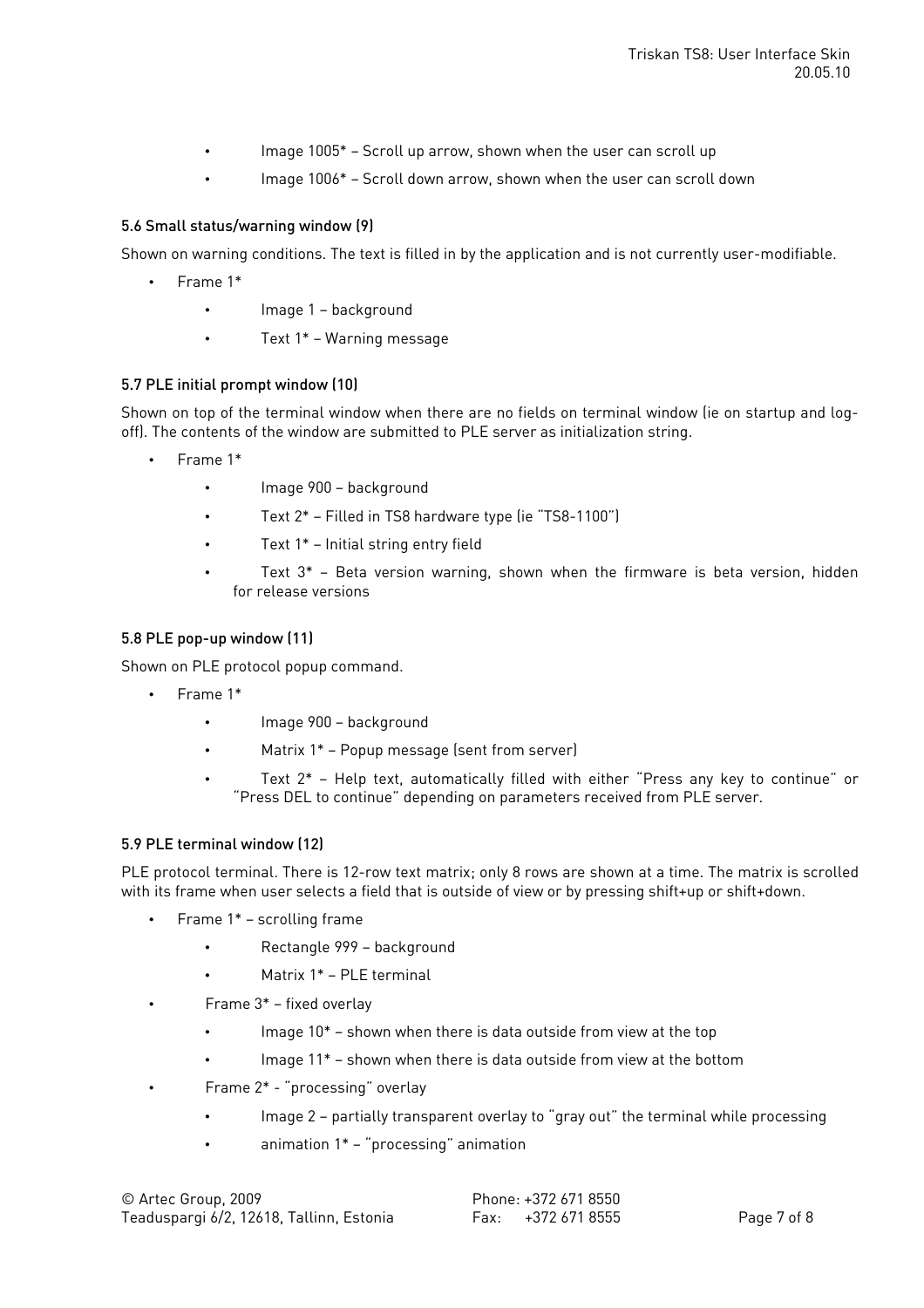- Image 1005* – Scroll up arrow, shown when the user can scroll up
- Image 1006* – Scroll down arrow, shown when the user can scroll down

### 5.6 Small status/warning window (9)

Shown on warning conditions. The text is filled in by the application and is not currently user-modifiable.

- Frame 1*
  - Image 1 – background
  - Text 1* – Warning message

### 5.7 PLE initial prompt window (10)

Shown on top of the terminal window when there are no fields on terminal window (ie on startup and log-off). The contents of the window are submitted to PLE server as initialization string.

- Frame 1*
  - Image 900 – background
  - Text 2* – Filled in TS8 hardware type (ie "TS8-1100")
  - Text 1* – Initial string entry field
  - Text 3* – Beta version warning, shown when the firmware is beta version, hidden for release versions

### 5.8 PLE pop-up window (11)

Shown on PLE protocol popup command.

- Frame 1*
  - Image 900 – background
  - Matrix 1* – Popup message (sent from server)
  - Text 2* – Help text, automatically filled with either "Press any key to continue" or "Press DEL to continue" depending on parameters received from PLE server.

### 5.9 PLE terminal window (12)

PLE protocol terminal. There is 12-row text matrix; only 8 rows are shown at a time. The matrix is scrolled with its frame when user selects a field that is outside of view or by pressing shift+up or shift+down.

- Frame 1* – scrolling frame
  - Rectangle 999 – background
  - Matrix 1* – PLE terminal
- Frame 3* – fixed overlay
  - Image 10* – shown when there is data outside from view at the top
  - Image 11* – shown when there is data outside from view at the bottom
- Frame 2* - "processing" overlay
  - Image 2 – partially transparent overlay to "gray out" the terminal while processing
  - animation 1* – "processing" animation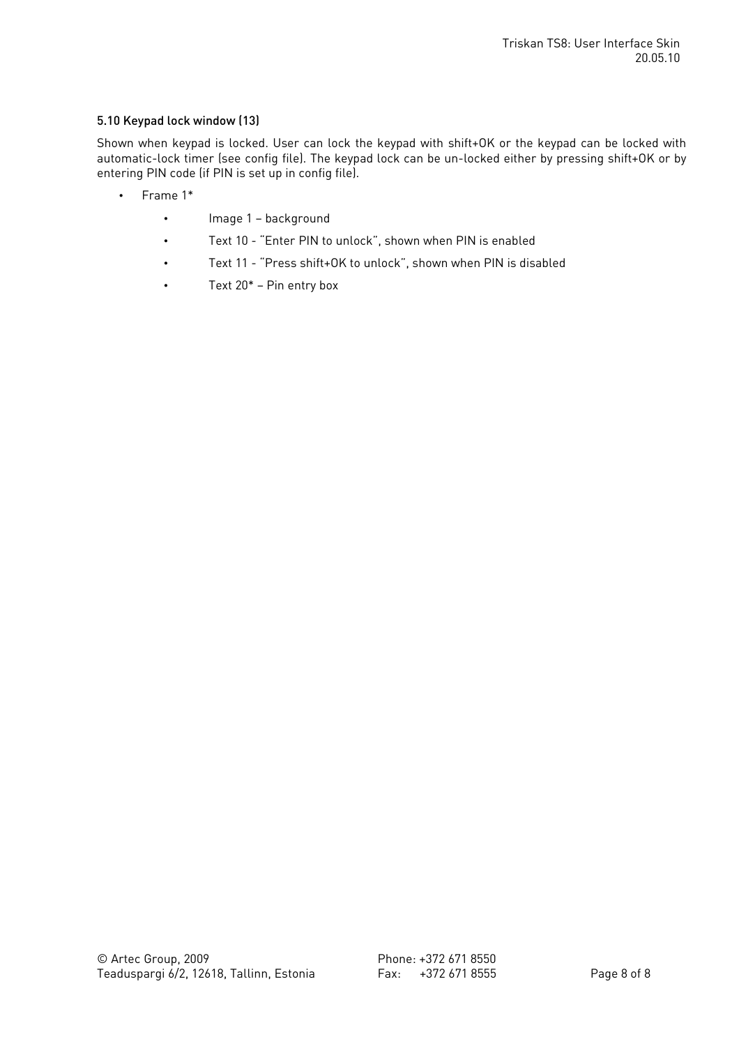### 5.10 Keypad lock window (13)

Shown when keypad is locked. User can lock the keypad with shift+OK or the keypad can be locked with automatic-lock timer (see config file). The keypad lock can be un-locked either by pressing shift+OK or by entering PIN code (if PIN is set up in config file).

- Frame 1*
    - Image 1 – background
    - Text 10 - "Enter PIN to unlock", shown when PIN is enabled
    - Text 11 - "Press shift+OK to unlock", shown when PIN is disabled
    - Text 20* – Pin entry box

© Artec Group, 2009
Teaduspargi 6/2, 12618, Tallinn, Estonia

Phone: +372 671 8550
Fax: +372 671 8555